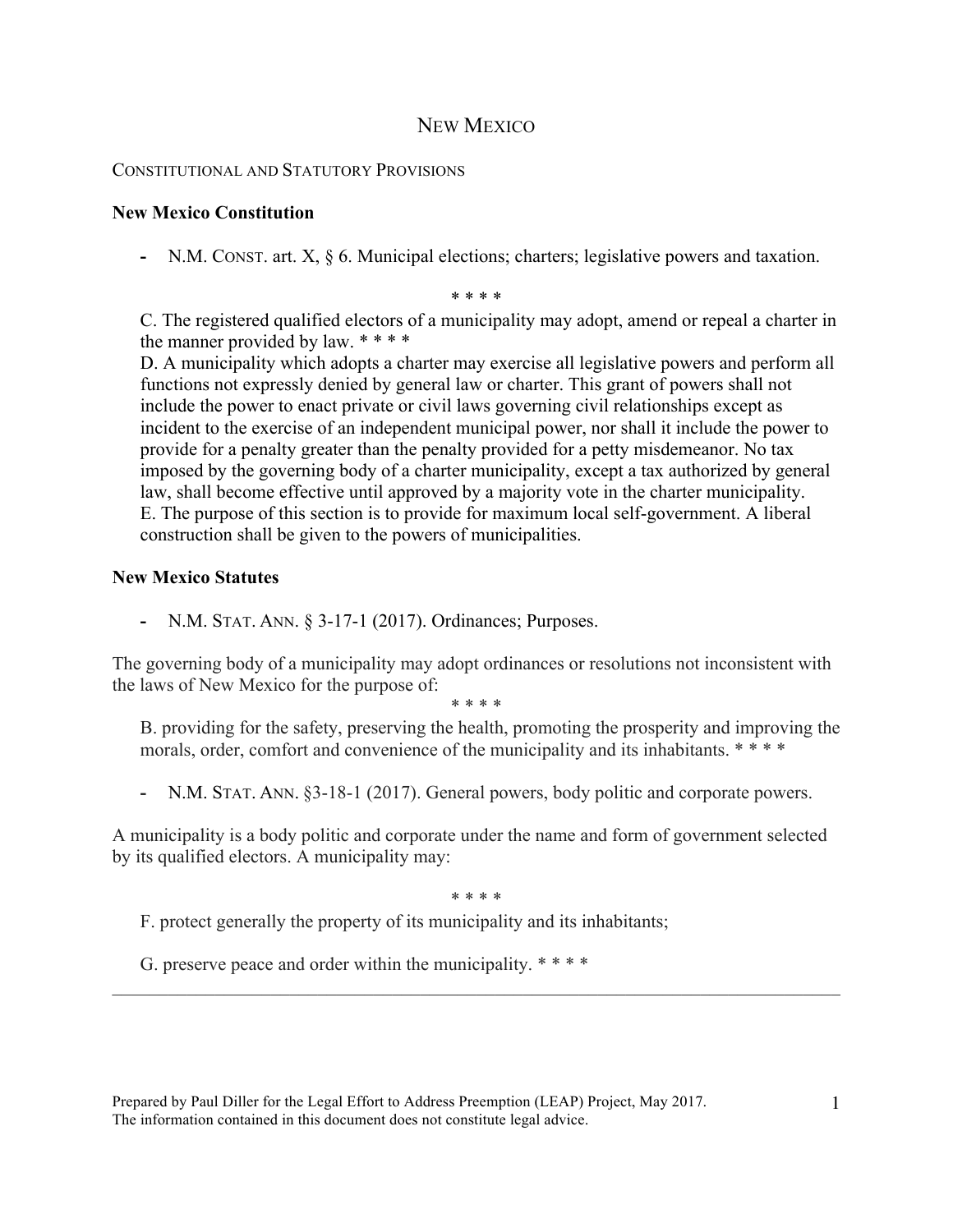# NEW MEXICO

CONSTITUTIONAL AND STATUTORY PROVISIONS

### New Mexico Constitution

- N.M. CONST. art. X, § 6. Municipal elections; charters; legislative powers and taxation.

\* \* \* \*

C. The registered qualified electors of a municipality may adopt, amend or repeal a charter in the manner provided by law. * * * *

D. A municipality which adopts a charter may exercise all legislative powers and perform all functions not expressly denied by general law or charter. This grant of powers shall not include the power to enact private or civil laws governing civil relationships except as incident to the exercise of an independent municipal power, nor shall it include the power to provide for a penalty greater than the penalty provided for a petty misdemeanor. No tax imposed by the governing body of a charter municipality, except a tax authorized by general law, shall become effective until approved by a majority vote in the charter municipality.

E. The purpose of this section is to provide for maximum local self-government. A liberal construction shall be given to the powers of municipalities.

### New Mexico Statutes

- N.M. STAT. ANN. § 3-17-1 (2017). Ordinances; Purposes.

The governing body of a municipality may adopt ordinances or resolutions not inconsistent with the laws of New Mexico for the purpose of:

\* \* \* \*

B. providing for the safety, preserving the health, promoting the prosperity and improving the morals, order, comfort and convenience of the municipality and its inhabitants. * * * *

- N.M. STAT. ANN. §3-18-1 (2017). General powers, body politic and corporate powers.

A municipality is a body politic and corporate under the name and form of government selected by its qualified electors. A municipality may:

\* \* \* \*

F. protect generally the property of its municipality and its inhabitants;

G. preserve peace and order within the municipality. * * * *

---

Prepared by Paul Diller for the Legal Effort to Address Preemption (LEAP) Project, May 2017.
The information contained in this document does not constitute legal advice.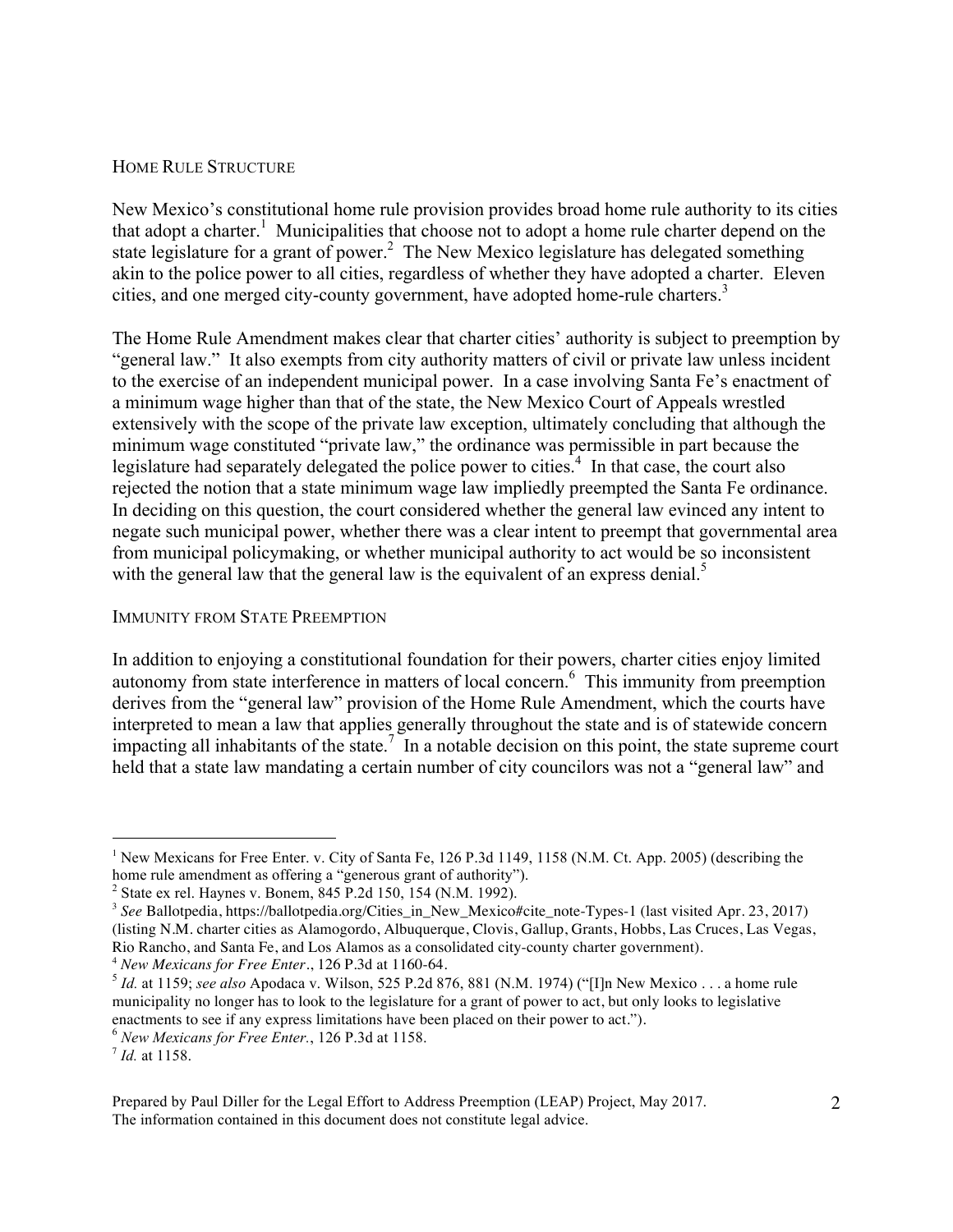## HOME RULE STRUCTURE

New Mexico's constitutional home rule provision provides broad home rule authority to its cities that adopt a charter.[1] Municipalities that choose not to adopt a home rule charter depend on the state legislature for a grant of power.[2] The New Mexico legislature has delegated something akin to the police power to all cities, regardless of whether they have adopted a charter. Eleven cities, and one merged city-county government, have adopted home-rule charters.[3]

The Home Rule Amendment makes clear that charter cities' authority is subject to preemption by "general law." It also exempts from city authority matters of civil or private law unless incident to the exercise of an independent municipal power. In a case involving Santa Fe's enactment of a minimum wage higher than that of the state, the New Mexico Court of Appeals wrestled extensively with the scope of the private law exception, ultimately concluding that although the minimum wage constituted "private law," the ordinance was permissible in part because the legislature had separately delegated the police power to cities.[4] In that case, the court also rejected the notion that a state minimum wage law impliedly preempted the Santa Fe ordinance. In deciding on this question, the court considered whether the general law evinced any intent to negate such municipal power, whether there was a clear intent to preempt that governmental area from municipal policymaking, or whether municipal authority to act would be so inconsistent with the general law that the general law is the equivalent of an express denial.[5]

## IMMUNITY FROM STATE PREEMPTION

In addition to enjoying a constitutional foundation for their powers, charter cities enjoy limited autonomy from state interference in matters of local concern.[6] This immunity from preemption derives from the "general law" provision of the Home Rule Amendment, which the courts have interpreted to mean a law that applies generally throughout the state and is of statewide concern impacting all inhabitants of the state.[7] In a notable decision on this point, the state supreme court held that a state law mandating a certain number of city councilors was not a "general law" and

---

[1] New Mexicans for Free Enter. v. City of Santa Fe, 126 P.3d 1149, 1158 (N.M. Ct. App. 2005) (describing the home rule amendment as offering a "generous grant of authority").

[2] State ex rel. Haynes v. Bonem, 845 P.2d 150, 154 (N.M. 1992).

[3] *See* Ballotpedia, https://ballotpedia.org/Cities_in_New_Mexico#cite_note-Types-1 (last visited Apr. 23, 2017) (listing N.M. charter cities as Alamogordo, Albuquerque, Clovis, Gallup, Grants, Hobbs, Las Cruces, Las Vegas, Rio Rancho, and Santa Fe, and Los Alamos as a consolidated city-county charter government).

[4] *New Mexicans for Free Enter*., 126 P.3d at 1160-64.

[5] *Id.* at 1159; *see also* Apodaca v. Wilson, 525 P.2d 876, 881 (N.M. 1974) ("[I]n New Mexico . . . a home rule municipality no longer has to look to the legislature for a grant of power to act, but only looks to legislative enactments to see if any express limitations have been placed on their power to act.").

[6] *New Mexicans for Free Enter.*, 126 P.3d at 1158.

[7] *Id.* at 1158.

Prepared by Paul Diller for the Legal Effort to Address Preemption (LEAP) Project, May 2017.
The information contained in this document does not constitute legal advice.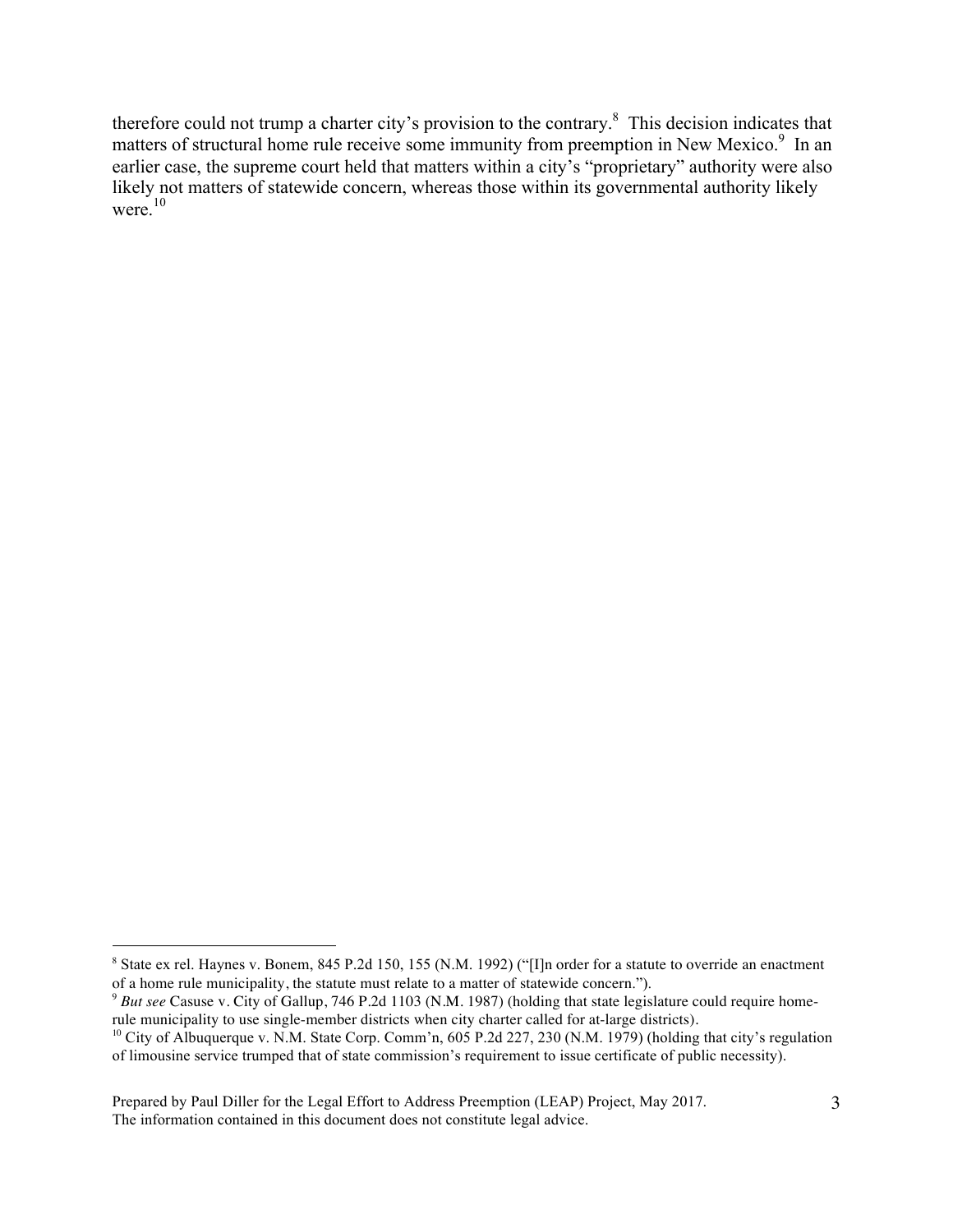therefore could not trump a charter city's provision to the contrary.[8] This decision indicates that matters of structural home rule receive some immunity from preemption in New Mexico.[9] In an earlier case, the supreme court held that matters within a city's "proprietary" authority were also likely not matters of statewide concern, whereas those within its governmental authority likely were.[10]

---

[8] State ex rel. Haynes v. Bonem, 845 P.2d 150, 155 (N.M. 1992) ("[I]n order for a statute to override an enactment of a home rule municipality, the statute must relate to a matter of statewide concern.").

[9] *But see* Casuse v. City of Gallup, 746 P.2d 1103 (N.M. 1987) (holding that state legislature could require home-rule municipality to use single-member districts when city charter called for at-large districts).

[10] City of Albuquerque v. N.M. State Corp. Comm'n, 605 P.2d 227, 230 (N.M. 1979) (holding that city's regulation of limousine service trumped that of state commission's requirement to issue certificate of public necessity).

Prepared by Paul Diller for the Legal Effort to Address Preemption (LEAP) Project, May 2017.
The information contained in this document does not constitute legal advice.